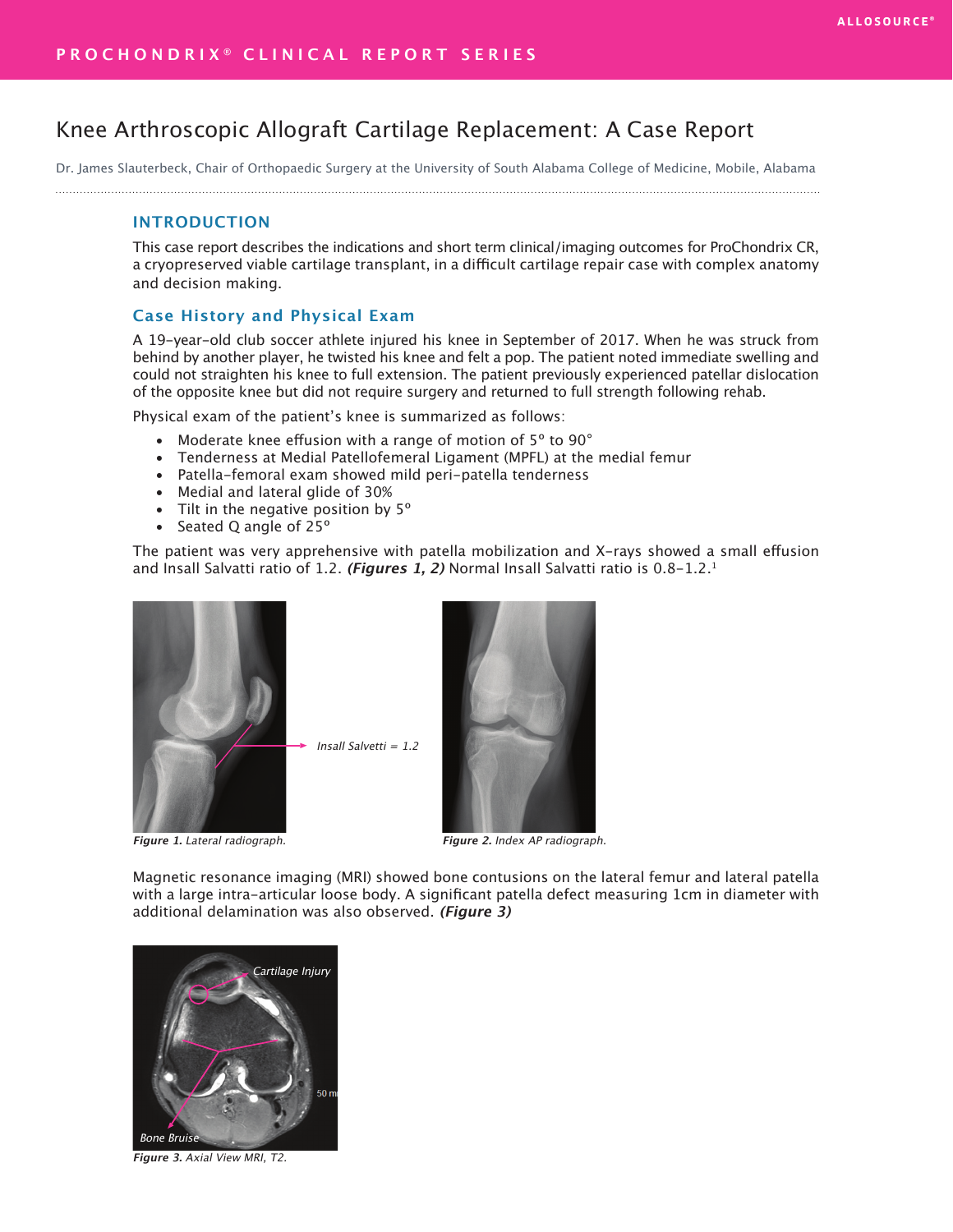# Knee Arthroscopic Allograft Cartilage Replacement: A Case Report

Dr. James Slauterbeck, Chair of Orthopaedic Surgery at the University of South Alabama College of Medicine, Mobile, Alabama

## INTRODUCTION

This case report describes the indications and short term clinical/imaging outcomes for ProChondrix CR, a cryopreserved viable cartilage transplant, in a difficult cartilage repair case with complex anatomy and decision making.

## Case History and Physical Exam

A 19-year-old club soccer athlete injured his knee in September of 2017. When he was struck from behind by another player, he twisted his knee and felt a pop. The patient noted immediate swelling and could not straighten his knee to full extension. The patient previously experienced patellar dislocation of the opposite knee but did not require surgery and returned to full strength following rehab.

Physical exam of the patient's knee is summarized as follows:

- Moderate knee effusion with a range of motion of 5° to 90°
- Tenderness at Medial Patellofemeral Ligament (MPFL) at the medial femur
- Patella-femoral exam showed mild peri-patella tenderness
- Medial and lateral glide of 30%
- Tilt in the negative position by 5°
- Seated Q angle of 25°

The patient was very apprehensive with patella mobilization and X-rays showed a small effusion and Insall Salvatti ratio of 1.2. ***(Figures 1, 2)*** Normal Insall Salvatti ratio is 0.8-1.2.[1]

*Insall Salvetti = 1.2*

***Figure 1.*** *Lateral radiograph.*

***Figure 2.*** *Index AP radiograph.*

Magnetic resonance imaging (MRI) showed bone contusions on the lateral femur and lateral patella with a large intra-articular loose body. A significant patella defect measuring 1cm in diameter with additional delamination was also observed. ***(Figure 3)***

*Cartilage Injury*

*Bone Bruise*

***Figure 3.*** *Axial View MRI, T2.*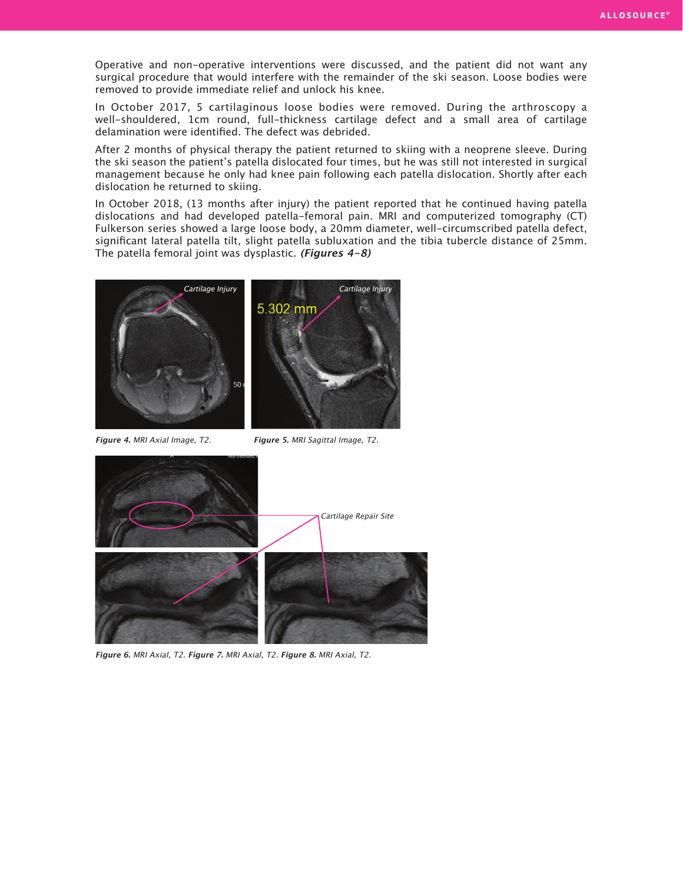Operative and non-operative interventions were discussed, and the patient did not want any surgical procedure that would interfere with the remainder of the ski season. Loose bodies were removed to provide immediate relief and unlock his knee.

In October 2017, 5 cartilaginous loose bodies were removed. During the arthroscopy a well-shouldered, 1cm round, full-thickness cartilage defect and a small area of cartilage delamination were identified. The defect was debrided.

After 2 months of physical therapy the patient returned to skiing with a neoprene sleeve. During the ski season the patient's patella dislocated four times, but he was still not interested in surgical management because he only had knee pain following each patella dislocation. Shortly after each dislocation he returned to skiing.

In October 2018, (13 months after injury) the patient reported that he continued having patella dislocations and had developed patella-femoral pain. MRI and computerized tomography (CT) Fulkerson series showed a large loose body, a 20mm diameter, well-circumscribed patella defect, significant lateral patella tilt, slight patella subluxation and the tibia tubercle distance of 25mm. The patella femoral joint was dysplastic. ***(Figures 4-8)***

***Figure 4.*** *MRI Axial Image, T2.*

***Figure 5.*** *MRI Sagittal Image, T2.*

***Figure 6.*** *MRI Axial, T2.* ***Figure 7.*** *MRI Axial, T2.* ***Figure 8.*** *MRI Axial, T2.*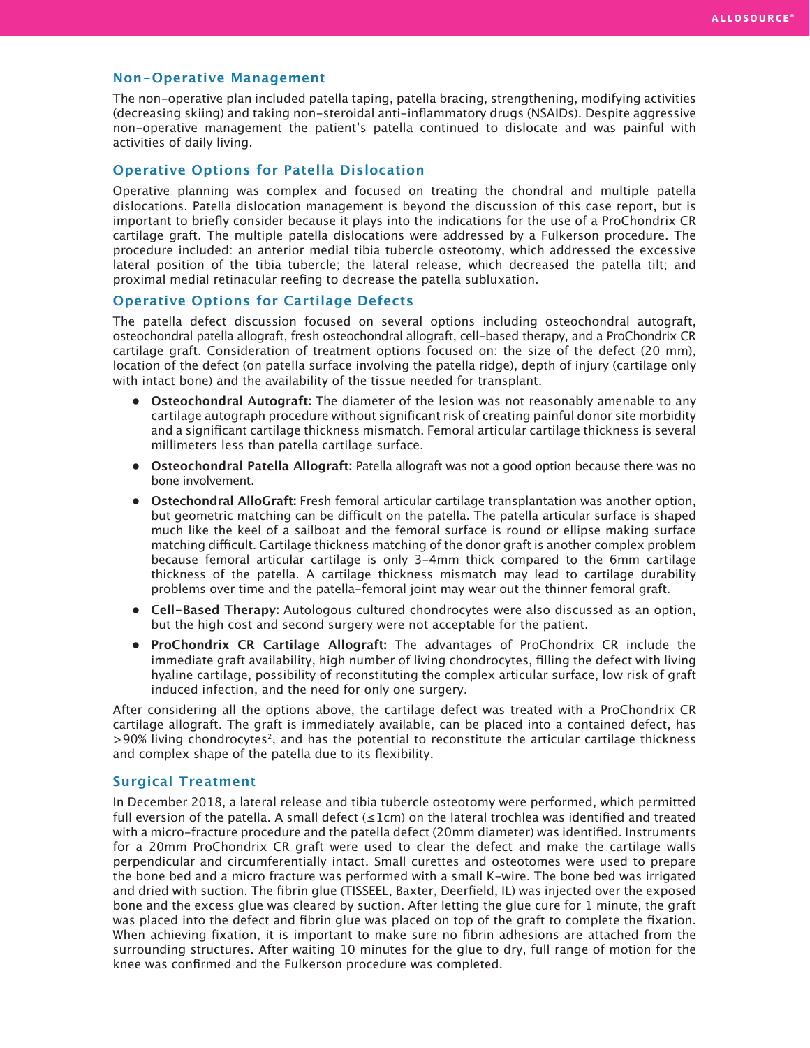## Non-Operative Management

The non-operative plan included patella taping, patella bracing, strengthening, modifying activities (decreasing skiing) and taking non-steroidal anti-inflammatory drugs (NSAIDs). Despite aggressive non-operative management the patient's patella continued to dislocate and was painful with activities of daily living.

## Operative Options for Patella Dislocation

Operative planning was complex and focused on treating the chondral and multiple patella dislocations. Patella dislocation management is beyond the discussion of this case report, but is important to briefly consider because it plays into the indications for the use of a ProChondrix CR cartilage graft. The multiple patella dislocations were addressed by a Fulkerson procedure. The procedure included: an anterior medial tibia tubercle osteotomy, which addressed the excessive lateral position of the tibia tubercle; the lateral release, which decreased the patella tilt; and proximal medial retinacular reefing to decrease the patella subluxation.

## Operative Options for Cartilage Defects

The patella defect discussion focused on several options including osteochondral autograft, osteochondral patella allograft, fresh osteochondral allograft, cell-based therapy, and a ProChondrix CR cartilage graft. Consideration of treatment options focused on: the size of the defect (20 mm), location of the defect (on patella surface involving the patella ridge), depth of injury (cartilage only with intact bone) and the availability of the tissue needed for transplant.

- **Osteochondral Autograft:** The diameter of the lesion was not reasonably amenable to any cartilage autograph procedure without significant risk of creating painful donor site morbidity and a significant cartilage thickness mismatch. Femoral articular cartilage thickness is several millimeters less than patella cartilage surface.
- **Osteochondral Patella Allograft:** Patella allograft was not a good option because there was no bone involvement.
- **Ostechondral AlloGraft:** Fresh femoral articular cartilage transplantation was another option, but geometric matching can be difficult on the patella. The patella articular surface is shaped much like the keel of a sailboat and the femoral surface is round or ellipse making surface matching difficult. Cartilage thickness matching of the donor graft is another complex problem because femoral articular cartilage is only 3-4mm thick compared to the 6mm cartilage thickness of the patella. A cartilage thickness mismatch may lead to cartilage durability problems over time and the patella-femoral joint may wear out the thinner femoral graft.
- **Cell-Based Therapy:** Autologous cultured chondrocytes were also discussed as an option, but the high cost and second surgery were not acceptable for the patient.
- **ProChondrix CR Cartilage Allograft:** The advantages of ProChondrix CR include the immediate graft availability, high number of living chondrocytes, filling the defect with living hyaline cartilage, possibility of reconstituting the complex articular surface, low risk of graft induced infection, and the need for only one surgery.

After considering all the options above, the cartilage defect was treated with a ProChondrix CR cartilage allograft. The graft is immediately available, can be placed into a contained defect, has >90% living chondrocytes[2], and has the potential to reconstitute the articular cartilage thickness and complex shape of the patella due to its flexibility.

## Surgical Treatment

In December 2018, a lateral release and tibia tubercle osteotomy were performed, which permitted full eversion of the patella. A small defect (≤1cm) on the lateral trochlea was identified and treated with a micro-fracture procedure and the patella defect (20mm diameter) was identified. Instruments for a 20mm ProChondrix CR graft were used to clear the defect and make the cartilage walls perpendicular and circumferentially intact. Small curettes and osteotomes were used to prepare the bone bed and a micro fracture was performed with a small K-wire. The bone bed was irrigated and dried with suction. The fibrin glue (TISSEEL, Baxter, Deerfield, IL) was injected over the exposed bone and the excess glue was cleared by suction. After letting the glue cure for 1 minute, the graft was placed into the defect and fibrin glue was placed on top of the graft to complete the fixation. When achieving fixation, it is important to make sure no fibrin adhesions are attached from the surrounding structures. After waiting 10 minutes for the glue to dry, full range of motion for the knee was confirmed and the Fulkerson procedure was completed.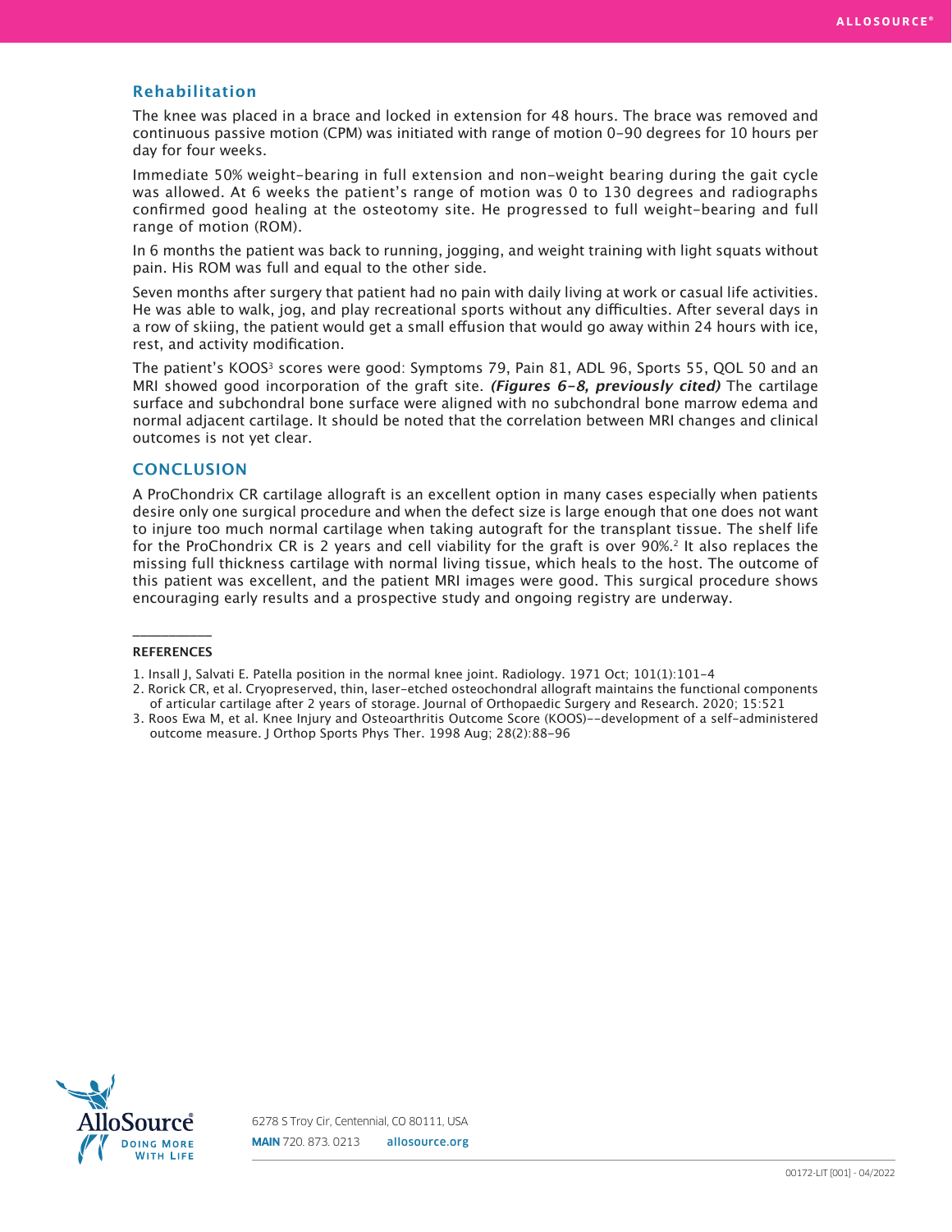## Rehabilitation

The knee was placed in a brace and locked in extension for 48 hours. The brace was removed and continuous passive motion (CPM) was initiated with range of motion 0-90 degrees for 10 hours per day for four weeks.

Immediate 50% weight-bearing in full extension and non-weight bearing during the gait cycle was allowed. At 6 weeks the patient's range of motion was 0 to 130 degrees and radiographs confirmed good healing at the osteotomy site. He progressed to full weight-bearing and full range of motion (ROM).

In 6 months the patient was back to running, jogging, and weight training with light squats without pain. His ROM was full and equal to the other side.

Seven months after surgery that patient had no pain with daily living at work or casual life activities. He was able to walk, jog, and play recreational sports without any difficulties. After several days in a row of skiing, the patient would get a small effusion that would go away within 24 hours with ice, rest, and activity modification.

The patient's KOOS[3] scores were good: Symptoms 79, Pain 81, ADL 96, Sports 55, QOL 50 and an MRI showed good incorporation of the graft site. ***(Figures 6-8, previously cited)*** The cartilage surface and subchondral bone surface were aligned with no subchondral bone marrow edema and normal adjacent cartilage. It should be noted that the correlation between MRI changes and clinical outcomes is not yet clear.

## CONCLUSION

A ProChondrix CR cartilage allograft is an excellent option in many cases especially when patients desire only one surgical procedure and when the defect size is large enough that one does not want to injure too much normal cartilage when taking autograft for the transplant tissue. The shelf life for the ProChondrix CR is 2 years and cell viability for the graft is over 90%.[2] It also replaces the missing full thickness cartilage with normal living tissue, which heals to the host. The outcome of this patient was excellent, and the patient MRI images were good. This surgical procedure shows encouraging early results and a prospective study and ongoing registry are underway.

---

**REFERENCES**

1. Insall J, Salvati E. Patella position in the normal knee joint. Radiology. 1971 Oct; 101(1):101-4
2. Rorick CR, et al. Cryopreserved, thin, laser-etched osteochondral allograft maintains the functional components of articular cartilage after 2 years of storage. Journal of Orthopaedic Surgery and Research. 2020; 15:521
3. Roos Ewa M, et al. Knee Injury and Osteoarthritis Outcome Score (KOOS)--development of a self-administered outcome measure. J Orthop Sports Phys Ther. 1998 Aug; 28(2):88-96

AlloSource® DOING MORE WITH LIFE

6278 S Troy Cir, Centennial, CO 80111, USA

**MAIN** 720. 873. 0213 allosource.org

00172-LIT [001] - 04/2022